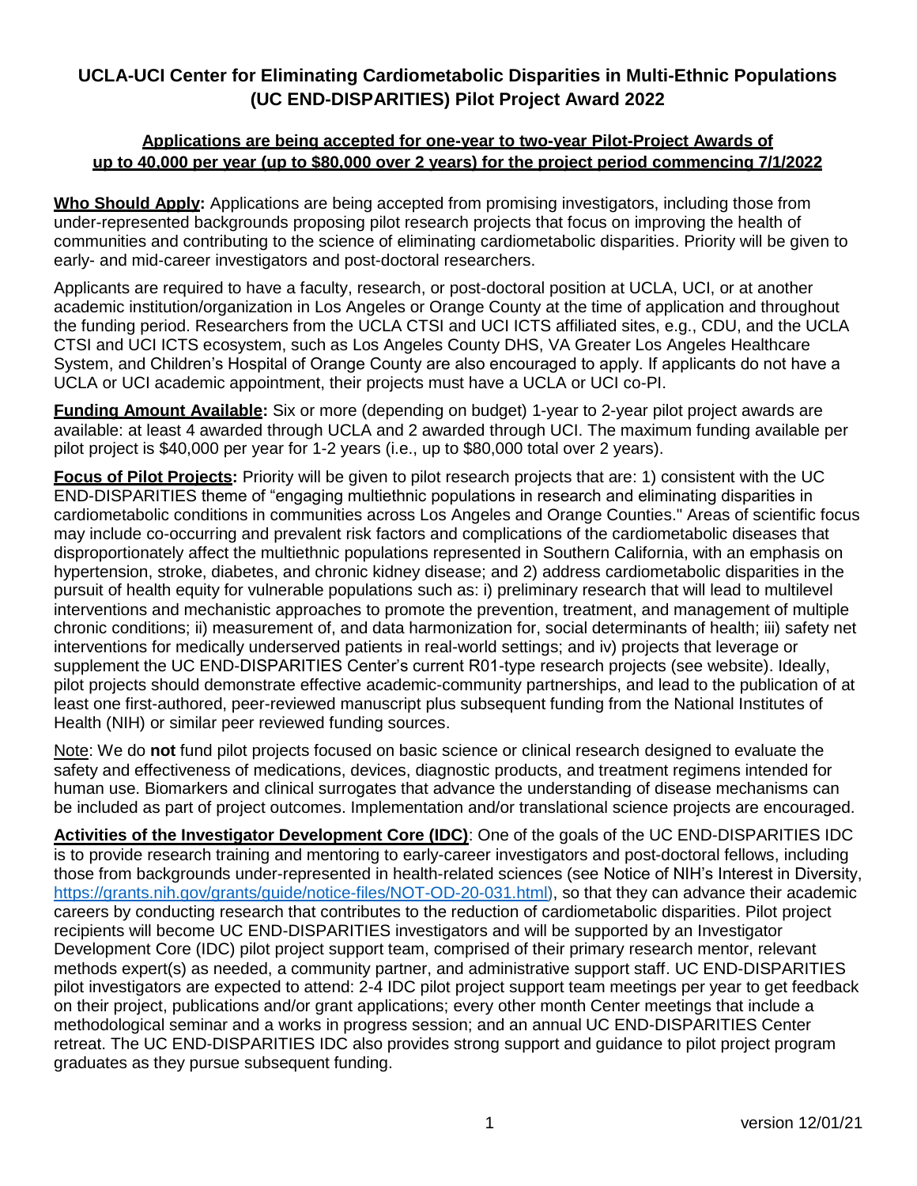# UCLA-UCI Center for Eliminating Cardiometabolic Disparities in Multi-Ethnic Populations (UC END-DISPARITIES) Pilot Project Award 2022

**Applications are being accepted for one-year to two-year Pilot-Project Awards of up to 40,000 per year (up to $80,000 over 2 years) for the project period commencing 7/1/2022**

**Who Should Apply:** Applications are being accepted from promising investigators, including those from under-represented backgrounds proposing pilot research projects that focus on improving the health of communities and contributing to the science of eliminating cardiometabolic disparities. Priority will be given to early- and mid-career investigators and post-doctoral researchers.

Applicants are required to have a faculty, research, or post-doctoral position at UCLA, UCI, or at another academic institution/organization in Los Angeles or Orange County at the time of application and throughout the funding period. Researchers from the UCLA CTSI and UCI ICTS affiliated sites, e.g., CDU, and the UCLA CTSI and UCI ICTS ecosystem, such as Los Angeles County DHS, VA Greater Los Angeles Healthcare System, and Children's Hospital of Orange County are also encouraged to apply. If applicants do not have a UCLA or UCI academic appointment, their projects must have a UCLA or UCI co-PI.

**Funding Amount Available:** Six or more (depending on budget) 1-year to 2-year pilot project awards are available: at least 4 awarded through UCLA and 2 awarded through UCI. The maximum funding available per pilot project is $40,000 per year for 1-2 years (i.e., up to $80,000 total over 2 years).

**Focus of Pilot Projects:** Priority will be given to pilot research projects that are: 1) consistent with the UC END-DISPARITIES theme of "engaging multiethnic populations in research and eliminating disparities in cardiometabolic conditions in communities across Los Angeles and Orange Counties." Areas of scientific focus may include co-occurring and prevalent risk factors and complications of the cardiometabolic diseases that disproportionately affect the multiethnic populations represented in Southern California, with an emphasis on hypertension, stroke, diabetes, and chronic kidney disease; and 2) address cardiometabolic disparities in the pursuit of health equity for vulnerable populations such as: i) preliminary research that will lead to multilevel interventions and mechanistic approaches to promote the prevention, treatment, and management of multiple chronic conditions; ii) measurement of, and data harmonization for, social determinants of health; iii) safety net interventions for medically underserved patients in real-world settings; and iv) projects that leverage or supplement the UC END-DISPARITIES Center's current R01-type research projects (see website). Ideally, pilot projects should demonstrate effective academic-community partnerships, and lead to the publication of at least one first-authored, peer-reviewed manuscript plus subsequent funding from the National Institutes of Health (NIH) or similar peer reviewed funding sources.

Note: We do **not** fund pilot projects focused on basic science or clinical research designed to evaluate the safety and effectiveness of medications, devices, diagnostic products, and treatment regimens intended for human use. Biomarkers and clinical surrogates that advance the understanding of disease mechanisms can be included as part of project outcomes. Implementation and/or translational science projects are encouraged.

**Activities of the Investigator Development Core (IDC)**: One of the goals of the UC END-DISPARITIES IDC is to provide research training and mentoring to early-career investigators and post-doctoral fellows, including those from backgrounds under-represented in health-related sciences (see Notice of NIH's Interest in Diversity, https://grants.nih.gov/grants/guide/notice-files/NOT-OD-20-031.html), so that they can advance their academic careers by conducting research that contributes to the reduction of cardiometabolic disparities. Pilot project recipients will become UC END-DISPARITIES investigators and will be supported by an Investigator Development Core (IDC) pilot project support team, comprised of their primary research mentor, relevant methods expert(s) as needed, a community partner, and administrative support staff. UC END-DISPARITIES pilot investigators are expected to attend: 2-4 IDC pilot project support team meetings per year to get feedback on their project, publications and/or grant applications; every other month Center meetings that include a methodological seminar and a works in progress session; and an annual UC END-DISPARITIES Center retreat. The UC END-DISPARITIES IDC also provides strong support and guidance to pilot project program graduates as they pursue subsequent funding.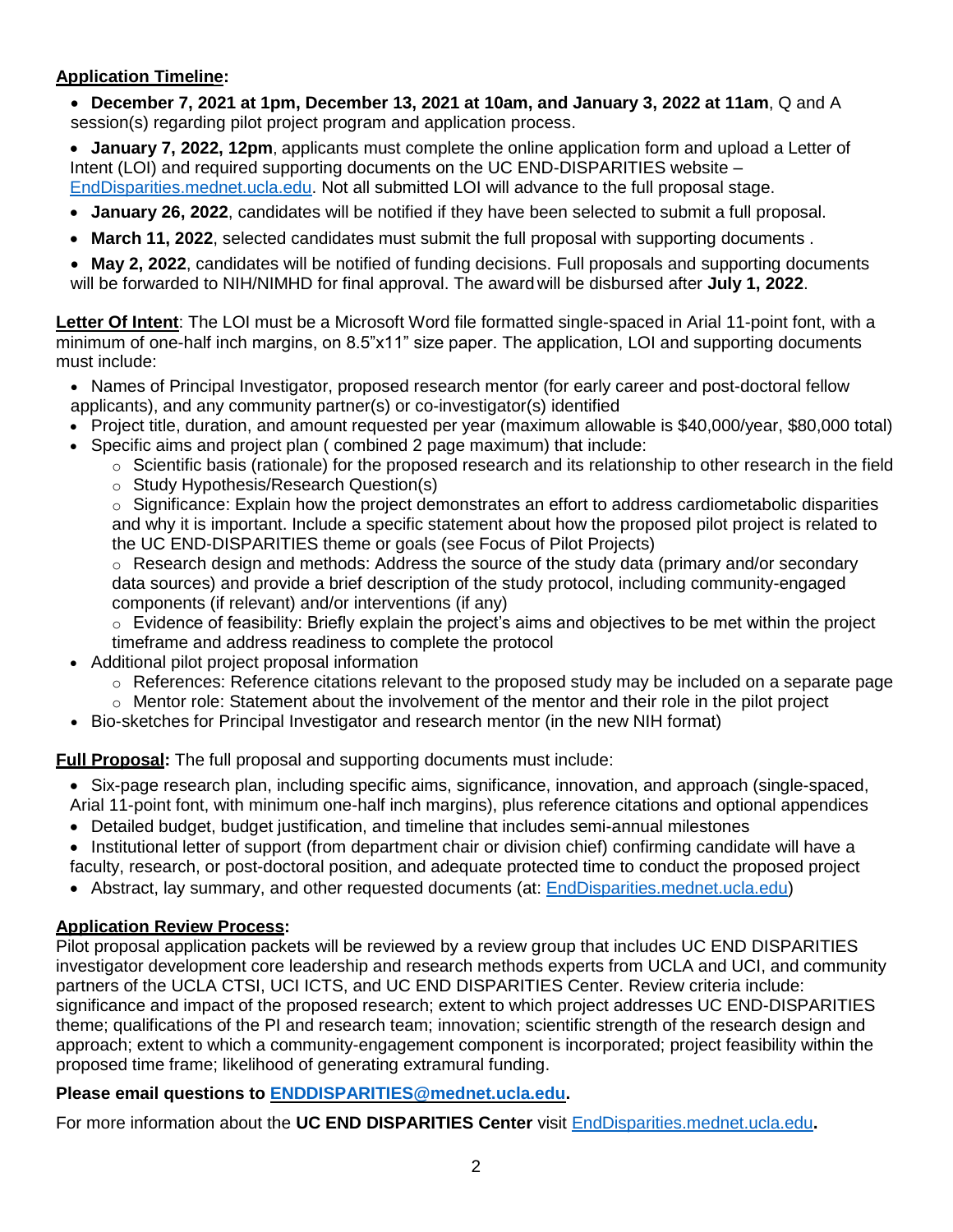**Application Timeline:**

- **December 7, 2021 at 1pm, December 13, 2021 at 10am, and January 3, 2022 at 11am**, Q and A session(s) regarding pilot project program and application process.
- **January 7, 2022, 12pm**, applicants must complete the online application form and upload a Letter of Intent (LOI) and required supporting documents on the UC END-DISPARITIES website – EndDisparities.mednet.ucla.edu. Not all submitted LOI will advance to the full proposal stage.
- **January 26, 2022**, candidates will be notified if they have been selected to submit a full proposal.
- **March 11, 2022**, selected candidates must submit the full proposal with supporting documents .
- **May 2, 2022**, candidates will be notified of funding decisions. Full proposals and supporting documents will be forwarded to NIH/NIMHD for final approval. The award will be disbursed after **July 1, 2022**.

**Letter Of Intent**: The LOI must be a Microsoft Word file formatted single-spaced in Arial 11-point font, with a minimum of one-half inch margins, on 8.5"x11" size paper. The application, LOI and supporting documents must include:

- Names of Principal Investigator, proposed research mentor (for early career and post-doctoral fellow applicants), and any community partner(s) or co-investigator(s) identified
- Project title, duration, and amount requested per year (maximum allowable is $40,000/year, $80,000 total)
- Specific aims and project plan ( combined 2 page maximum) that include:
  - Scientific basis (rationale) for the proposed research and its relationship to other research in the field
  - Study Hypothesis/Research Question(s)
  - Significance: Explain how the project demonstrates an effort to address cardiometabolic disparities and why it is important. Include a specific statement about how the proposed pilot project is related to the UC END-DISPARITIES theme or goals (see Focus of Pilot Projects)
  - Research design and methods: Address the source of the study data (primary and/or secondary data sources) and provide a brief description of the study protocol, including community-engaged components (if relevant) and/or interventions (if any)
  - Evidence of feasibility: Briefly explain the project's aims and objectives to be met within the project timeframe and address readiness to complete the protocol
- Additional pilot project proposal information
  - References: Reference citations relevant to the proposed study may be included on a separate page
  - Mentor role: Statement about the involvement of the mentor and their role in the pilot project
- Bio-sketches for Principal Investigator and research mentor (in the new NIH format)

**Full Proposal:** The full proposal and supporting documents must include:

- Six-page research plan, including specific aims, significance, innovation, and approach (single-spaced, Arial 11-point font, with minimum one-half inch margins), plus reference citations and optional appendices
- Detailed budget, budget justification, and timeline that includes semi-annual milestones
- Institutional letter of support (from department chair or division chief) confirming candidate will have a faculty, research, or post-doctoral position, and adequate protected time to conduct the proposed project
- Abstract, lay summary, and other requested documents (at: EndDisparities.mednet.ucla.edu)

**Application Review Process:**

Pilot proposal application packets will be reviewed by a review group that includes UC END DISPARITIES investigator development core leadership and research methods experts from UCLA and UCI, and community partners of the UCLA CTSI, UCI ICTS, and UC END DISPARITIES Center. Review criteria include: significance and impact of the proposed research; extent to which project addresses UC END-DISPARITIES theme; qualifications of the PI and research team; innovation; scientific strength of the research design and approach; extent to which a community-engagement component is incorporated; project feasibility within the proposed time frame; likelihood of generating extramural funding.

**Please email questions to ENDDISPARITIES@mednet.ucla.edu.**

For more information about the **UC END DISPARITIES Center** visit EndDisparities.mednet.ucla.edu**.**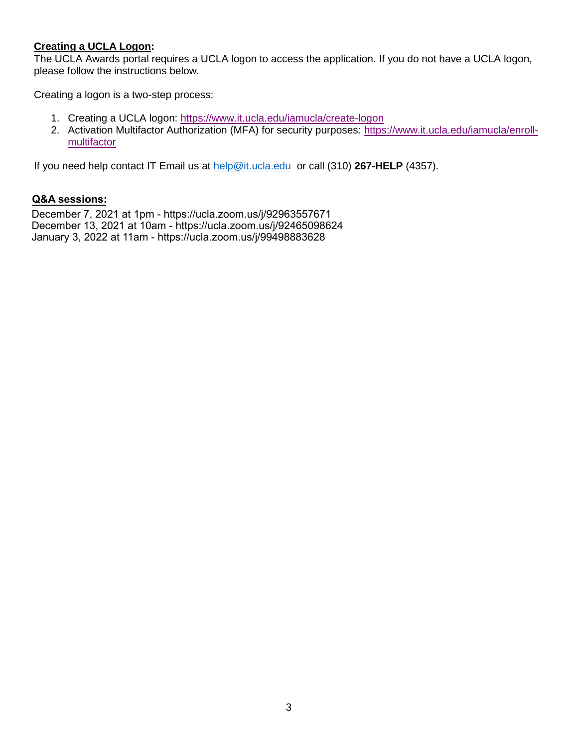**Creating a UCLA Logon:**

The UCLA Awards portal requires a UCLA logon to access the application. If you do not have a UCLA logon, please follow the instructions below.

Creating a logon is a two-step process:

1. Creating a UCLA logon: https://www.it.ucla.edu/iamucla/create-logon
2. Activation Multifactor Authorization (MFA) for security purposes: https://www.it.ucla.edu/iamucla/enroll-multifactor

If you need help contact IT Email us at help@it.ucla.edu or call (310) **267-HELP** (4357).

**Q&A sessions:**

December 7, 2021 at 1pm - https://ucla.zoom.us/j/92963557671
December 13, 2021 at 10am - https://ucla.zoom.us/j/92465098624
January 3, 2022 at 11am - https://ucla.zoom.us/j/99498883628